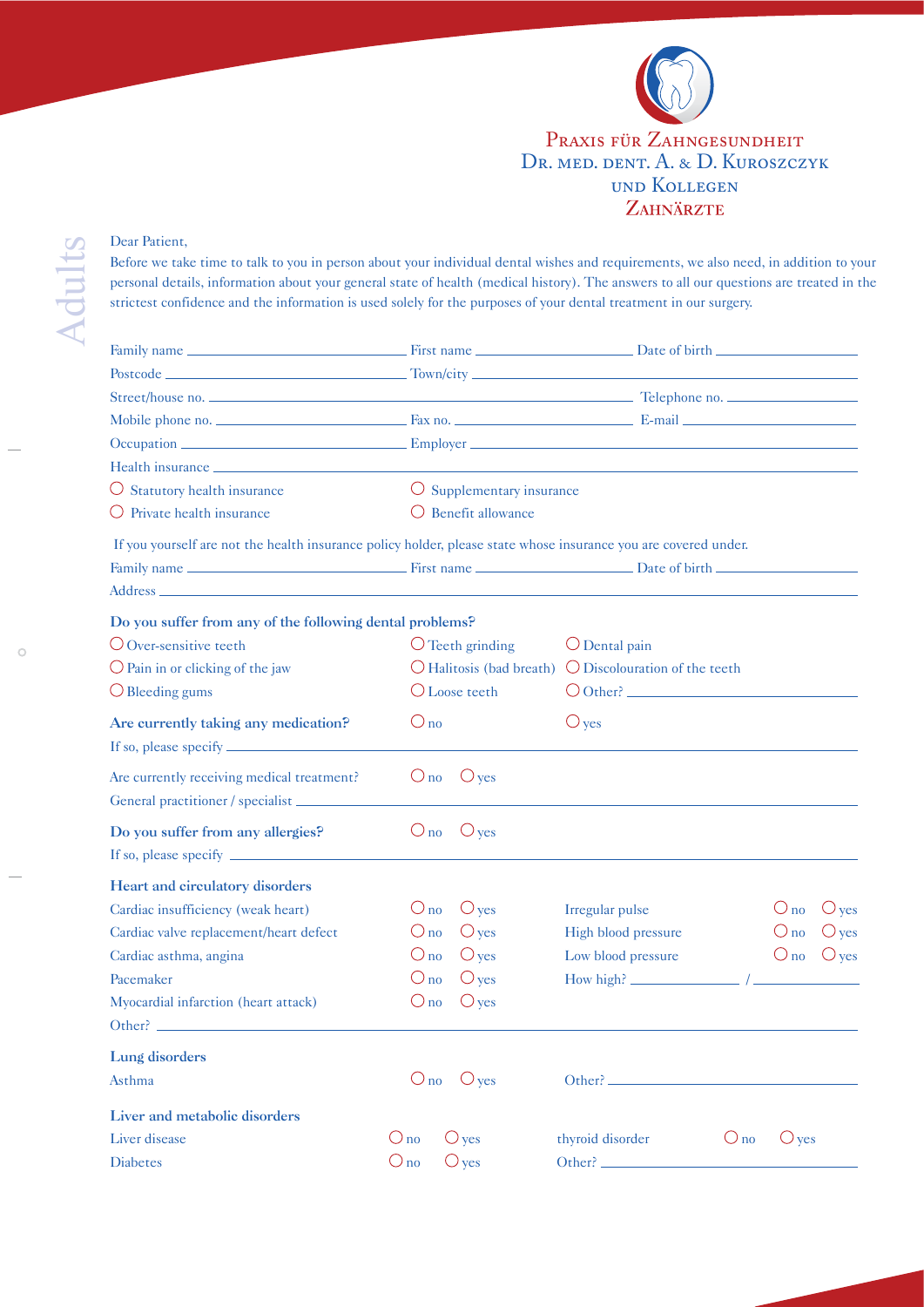Praxis für Zahngesundheit
Dr. med. dent. A. & D. Kuroszczyk
und Kollegen
Zahnärzte

Adults

Dear Patient,

Before we take time to talk to you in person about your individual dental wishes and requirements, we also need, in addition to your personal details, information about your general state of health (medical history). The answers to all our questions are treated in the strictest confidence and the information is used solely for the purposes of your dental treatment in our surgery.

Family name ______________________ First name ____________________ Date of birth ____________________

Postcode ______________________ Town/city ____________________

Street/house no. ______________________ Telephone no. ____________________

Mobile phone no. ______________________ Fax no. ____________________ E-mail ____________________

Occupation ______________________ Employer ____________________

Health insurance ______________________

- ○ Statutory health insurance
- ○ Supplementary insurance
- ○ Private health insurance
- ○ Benefit allowance

If you yourself are not the health insurance policy holder, please state whose insurance you are covered under.

Family name ______________________ First name ____________________ Date of birth ____________________

Address ______________________

**Do you suffer from any of the following dental problems?**

- ○ Over-sensitive teeth
- ○ Teeth grinding
- ○ Dental pain
- ○ Pain in or clicking of the jaw
- ○ Halitosis (bad breath)
- ○ Discolouration of the teeth
- ○ Bleeding gums
- ○ Loose teeth
- ○ Other? ____________________

**Are currently taking any medication?** ○ no ○ yes

If so, please specify ______________________

Are currently receiving medical treatment? ○ no ○ yes

General practitioner / specialist ______________________

**Do you suffer from any allergies?** ○ no ○ yes

If so, please specify ______________________

**Heart and circulatory disorders**

| | | | |
|---|---|---|---|
| Cardiac insufficiency (weak heart) | ○ no ○ yes | Irregular pulse | ○ no ○ yes |
| Cardiac valve replacement/heart defect | ○ no ○ yes | High blood pressure | ○ no ○ yes |
| Cardiac asthma, angina | ○ no ○ yes | Low blood pressure | ○ no ○ yes |
| Pacemaker | ○ no ○ yes | How high? ________ / ________ | |
| Myocardial infarction (heart attack) | ○ no ○ yes | | |

Other? ______________________

**Lung disorders**

Asthma ○ no ○ yes Other? ____________________

**Liver and metabolic disorders**

| | | | |
|---|---|---|---|
| Liver disease | ○ no ○ yes | thyroid disorder | ○ no ○ yes |
| Diabetes | ○ no ○ yes | Other? ____________________ | |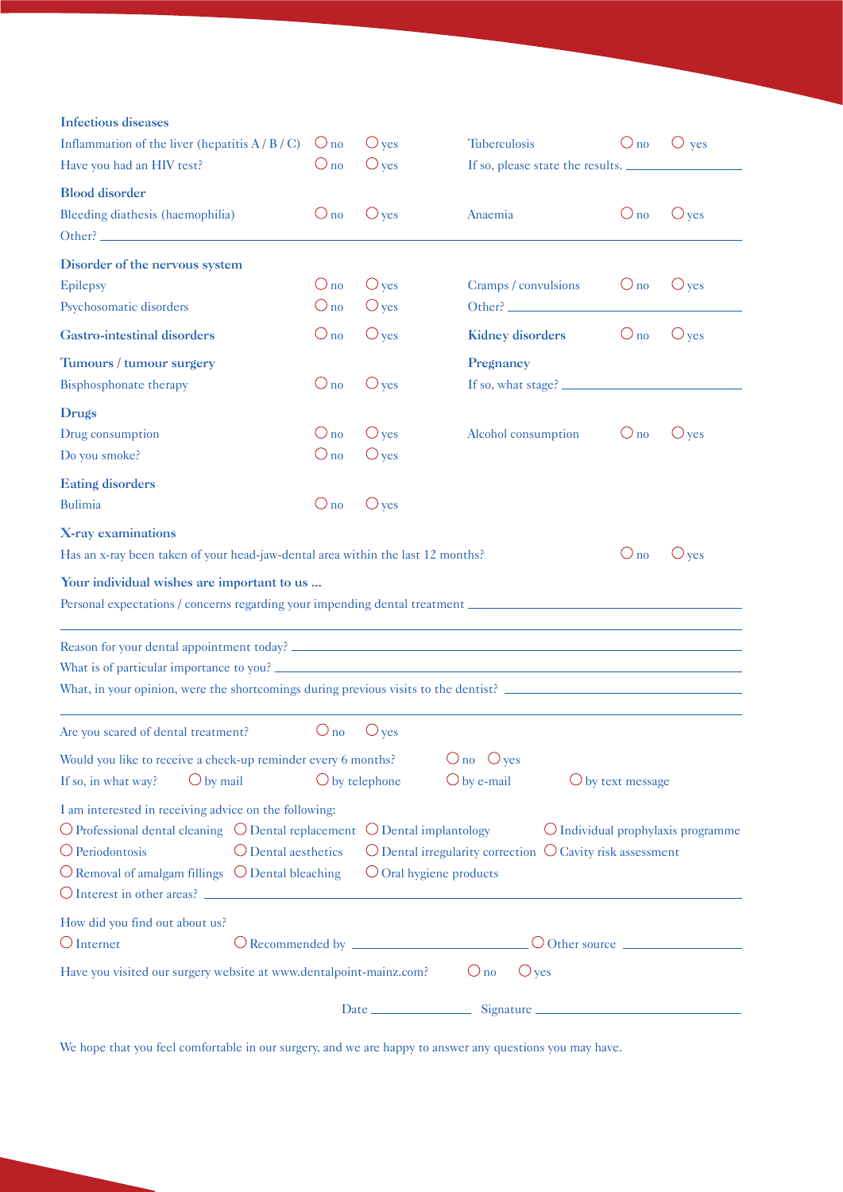## Infectious diseases

Inflammation of the liver (hepatitis A / B / C) ○ no ○ yes

Tuberculosis ○ no ○ yes

Have you had an HIV test? ○ no ○ yes

If so, please state the results. ____________________

## Blood disorder

Bleeding diathesis (haemophilia) ○ no ○ yes

Anaemia ○ no ○ yes

Other? ____________________

## Disorder of the nervous system

Epilepsy ○ no ○ yes

Cramps / convulsions ○ no ○ yes

Psychosomatic disorders ○ no ○ yes

Other? ____________________

## Gastro-intestinal disorders ○ no ○ yes

## Kidney disorders ○ no ○ yes

## Tumours / tumour surgery

Bisphosphonate therapy ○ no ○ yes

## Pregnancy

If so, what stage? ____________________

## Drugs

Drug consumption ○ no ○ yes

Alcohol consumption ○ no ○ yes

Do you smoke? ○ no ○ yes

## Eating disorders

Bulimia ○ no ○ yes

## X-ray examinations

Has an x-ray been taken of your head-jaw-dental area within the last 12 months? ○ no ○ yes

## Your individual wishes are important to us …

Personal expectations / concerns regarding your impending dental treatment ____________________

____________________

Reason for your dental appointment today? ____________________

What is of particular importance to you? ____________________

What, in your opinion, were the shortcomings during previous visits to the dentist? ____________________

____________________

Are you scared of dental treatment? ○ no ○ yes

Would you like to receive a check-up reminder every 6 months? ○ no ○ yes

If so, in what way? ○ by mail ○ by telephone ○ by e-mail ○ by text message

I am interested in receiving advice on the following:

○ Professional dental cleaning ○ Dental replacement ○ Dental implantology ○ Individual prophylaxis programme

○ Periodontosis ○ Dental aesthetics ○ Dental irregularity correction ○ Cavity risk assessment

○ Removal of amalgam fillings ○ Dental bleaching ○ Oral hygiene products

○ Interest in other areas? ____________________

How did you find out about us?

○ Internet ○ Recommended by ____________________ ○ Other source ____________________

Have you visited our surgery website at www.dentalpoint-mainz.com? ○ no ○ yes

Date ____________________ Signature ____________________

We hope that you feel comfortable in our surgery, and we are happy to answer any questions you may have.